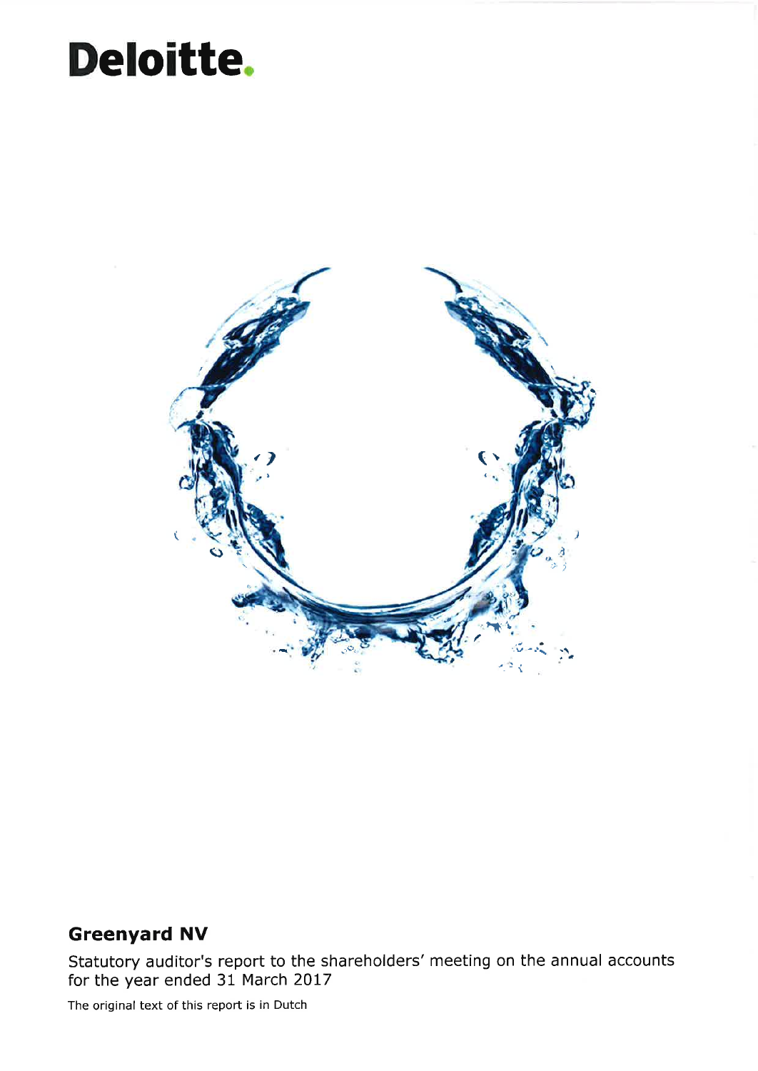# Deloitte.

## Greenyard NV

Statutory auditor's report to the shareholders' meeting on the annual accounts for the year ended 31 March 2017

The original text of this report is in Dutch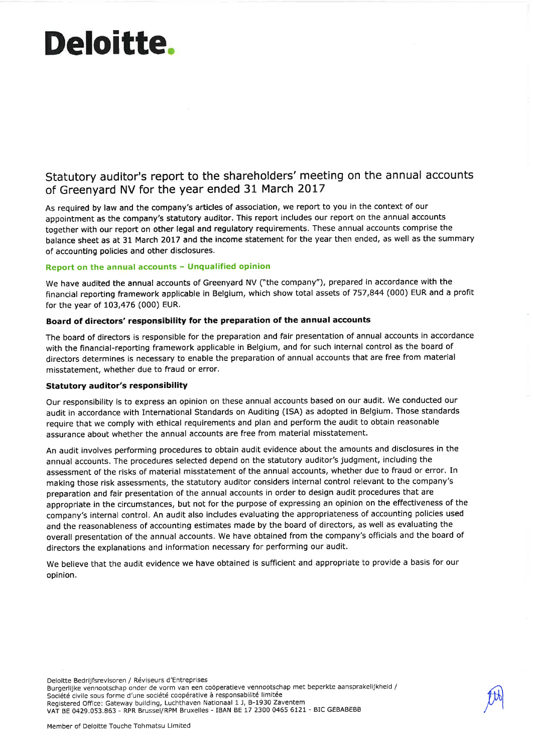# Deloitte.

## Statutory auditor's report to the shareholders' meeting on the annual accounts of Greenyard NV for the year ended 31 March 2017

As required by law and the company's articles of association, we report to you in the context of our appointment as the company's statutory auditor. This report includes our report on the annual accounts together with our report on other legal and regulatory requirements. These annual accounts comprise the balance sheet as at 31 March 2017 and the income statement for the year then ended, as well as the summary of accounting policies and other disclosures.

### Report on the annual accounts – Unqualified opinion

We have audited the annual accounts of Greenyard NV ("the company"), prepared in accordance with the financial reporting framework applicable in Belgium, which show total assets of 757,844 (000) EUR and a profit for the year of 103,476 (000) EUR.

#### Board of directors' responsibility for the preparation of the annual accounts

The board of directors is responsible for the preparation and fair presentation of annual accounts in accordance with the financial-reporting framework applicable in Belgium, and for such internal control as the board of directors determines is necessary to enable the preparation of annual accounts that are free from material misstatement, whether due to fraud or error.

#### Statutory auditor's responsibility

Our responsibility is to express an opinion on these annual accounts based on our audit. We conducted our audit in accordance with International Standards on Auditing (ISA) as adopted in Belgium. Those standards require that we comply with ethical requirements and plan and perform the audit to obtain reasonable assurance about whether the annual accounts are free from material misstatement.

An audit involves performing procedures to obtain audit evidence about the amounts and disclosures in the annual accounts. The procedures selected depend on the statutory auditor's judgment, including the assessment of the risks of material misstatement of the annual accounts, whether due to fraud or error. In making those risk assessments, the statutory auditor considers internal control relevant to the company's preparation and fair presentation of the annual accounts in order to design audit procedures that are appropriate in the circumstances, but not for the purpose of expressing an opinion on the effectiveness of the company's internal control. An audit also includes evaluating the appropriateness of accounting policies used and the reasonableness of accounting estimates made by the board of directors, as well as evaluating the overall presentation of the annual accounts. We have obtained from the company's officials and the board of directors the explanations and information necessary for performing our audit.

We believe that the audit evidence we have obtained is sufficient and appropriate to provide a basis for our opinion.

Deloitte Bedrijfsrevisoren / Réviseurs d'Entreprises
Burgerlijke vennootschap onder de vorm van een coöperatieve vennootschap met beperkte aansprakelijkheid /
Société civile sous forme d'une société coopérative à responsabilité limitée
Registered Office: Gateway building, Luchthaven Nationaal 1 J, B-1930 Zaventem
VAT BE 0429.053.863 - RPR Brussel/RPM Bruxelles - IBAN BE 17 2300 0465 6121 - BIC GEBABEBB

Member of Deloitte Touche Tohmatsu Limited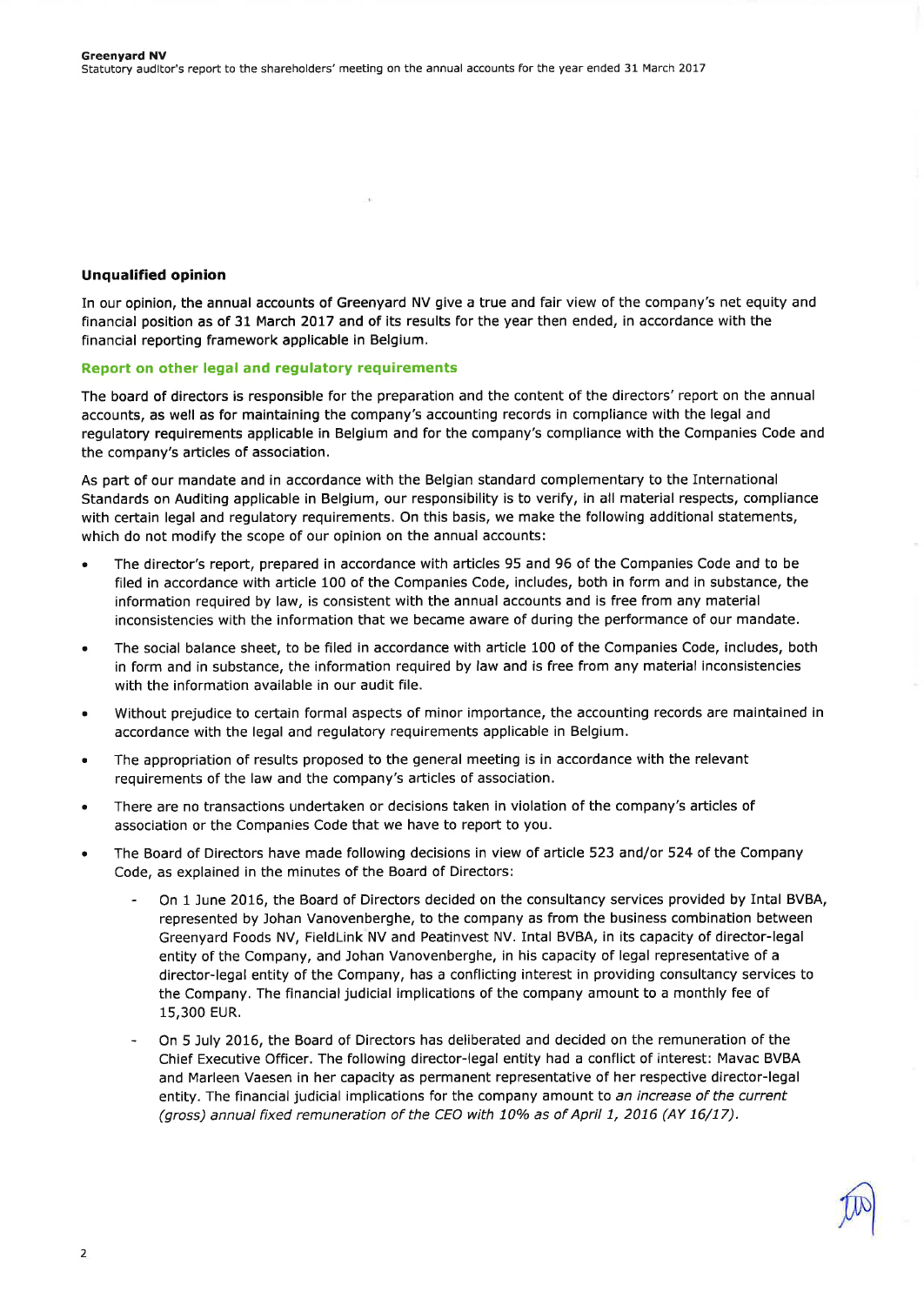### Unqualified opinion

In our opinion, the annual accounts of Greenyard NV give a true and fair view of the company's net equity and financial position as of 31 March 2017 and of its results for the year then ended, in accordance with the financial reporting framework applicable in Belgium.

### Report on other legal and regulatory requirements

The board of directors is responsible for the preparation and the content of the directors' report on the annual accounts, as well as for maintaining the company's accounting records in compliance with the legal and regulatory requirements applicable in Belgium and for the company's compliance with the Companies Code and the company's articles of association.

As part of our mandate and in accordance with the Belgian standard complementary to the International Standards on Auditing applicable in Belgium, our responsibility is to verify, in all material respects, compliance with certain legal and regulatory requirements. On this basis, we make the following additional statements, which do not modify the scope of our opinion on the annual accounts:

- The director's report, prepared in accordance with articles 95 and 96 of the Companies Code and to be filed in accordance with article 100 of the Companies Code, includes, both in form and in substance, the information required by law, is consistent with the annual accounts and is free from any material inconsistencies with the information that we became aware of during the performance of our mandate.
- The social balance sheet, to be filed in accordance with article 100 of the Companies Code, includes, both in form and in substance, the information required by law and is free from any material inconsistencies with the information available in our audit file.
- Without prejudice to certain formal aspects of minor importance, the accounting records are maintained in accordance with the legal and regulatory requirements applicable in Belgium.
- The appropriation of results proposed to the general meeting is in accordance with the relevant requirements of the law and the company's articles of association.
- There are no transactions undertaken or decisions taken in violation of the company's articles of association or the Companies Code that we have to report to you.
- The Board of Directors have made following decisions in view of article 523 and/or 524 of the Company Code, as explained in the minutes of the Board of Directors:
  - On 1 June 2016, the Board of Directors decided on the consultancy services provided by Intal BVBA, represented by Johan Vanovenberghe, to the company as from the business combination between Greenyard Foods NV, FieldLink NV and Peatinvest NV. Intal BVBA, in its capacity of director-legal entity of the Company, and Johan Vanovenberghe, in his capacity of legal representative of a director-legal entity of the Company, has a conflicting interest in providing consultancy services to the Company. The financial judicial implications of the company amount to a monthly fee of 15,300 EUR.
  - On 5 July 2016, the Board of Directors has deliberated and decided on the remuneration of the Chief Executive Officer. The following director-legal entity had a conflict of interest: Mavac BVBA and Marleen Vaesen in her capacity as permanent representative of her respective director-legal entity. The financial judicial implications for the company amount to *an increase of the current (gross) annual fixed remuneration of the CEO with 10% as of April 1, 2016 (AY 16/17).*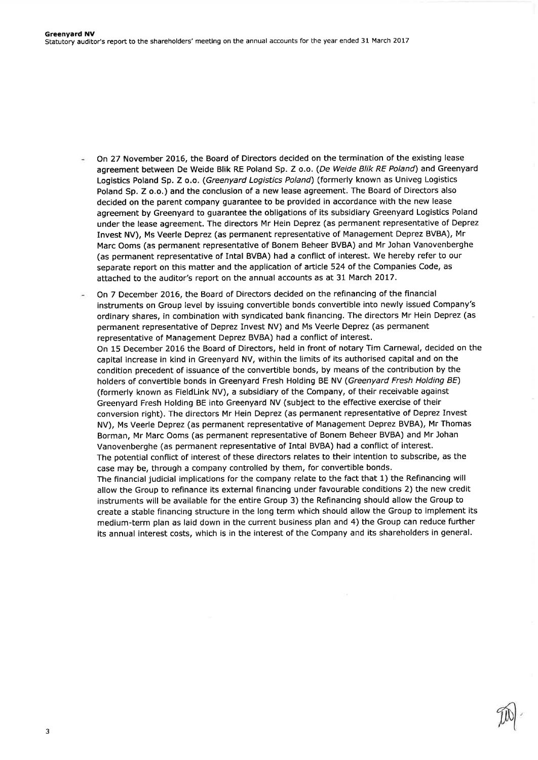- On 27 November 2016, the Board of Directors decided on the termination of the existing lease agreement between De Weide Blik RE Poland Sp. Z o.o. (*De Weide Blik RE Poland*) and Greenyard Logistics Poland Sp. Z o.o. (*Greenyard Logistics Poland*) (formerly known as Univeg Logistics Poland Sp. Z o.o.) and the conclusion of a new lease agreement. The Board of Directors also decided on the parent company guarantee to be provided in accordance with the new lease agreement by Greenyard to guarantee the obligations of its subsidiary Greenyard Logistics Poland under the lease agreement. The directors Mr Hein Deprez (as permanent representative of Deprez Invest NV), Ms Veerle Deprez (as permanent representative of Management Deprez BVBA), Mr Marc Ooms (as permanent representative of Bonem Beheer BVBA) and Mr Johan Vanovenberghe (as permanent representative of Intal BVBA) had a conflict of interest. We hereby refer to our separate report on this matter and the application of article 524 of the Companies Code, as attached to the auditor's report on the annual accounts as at 31 March 2017.

- On 7 December 2016, the Board of Directors decided on the refinancing of the financial instruments on Group level by issuing convertible bonds convertible into newly issued Company's ordinary shares, in combination with syndicated bank financing. The directors Mr Hein Deprez (as permanent representative of Deprez Invest NV) and Ms Veerle Deprez (as permanent representative of Management Deprez BVBA) had a conflict of interest.
  On 15 December 2016 the Board of Directors, held in front of notary Tim Carnewal, decided on the capital increase in kind in Greenyard NV, within the limits of its authorised capital and on the condition precedent of issuance of the convertible bonds, by means of the contribution by the holders of convertible bonds in Greenyard Fresh Holding BE NV (*Greenyard Fresh Holding BE*) (formerly known as FieldLink NV), a subsidiary of the Company, of their receivable against Greenyard Fresh Holding BE into Greenyard NV (subject to the effective exercise of their conversion right). The directors Mr Hein Deprez (as permanent representative of Deprez Invest NV), Ms Veerle Deprez (as permanent representative of Management Deprez BVBA), Mr Thomas Borman, Mr Marc Ooms (as permanent representative of Bonem Beheer BVBA) and Mr Johan Vanovenberghe (as permanent representative of Intal BVBA) had a conflict of interest.
  The potential conflict of interest of these directors relates to their intention to subscribe, as the case may be, through a company controlled by them, for convertible bonds.
  The financial judicial implications for the company relate to the fact that 1) the Refinancing will allow the Group to refinance its external financing under favourable conditions 2) the new credit instruments will be available for the entire Group 3) the Refinancing should allow the Group to create a stable financing structure in the long term which should allow the Group to implement its medium-term plan as laid down in the current business plan and 4) the Group can reduce further its annual interest costs, which is in the interest of the Company and its shareholders in general.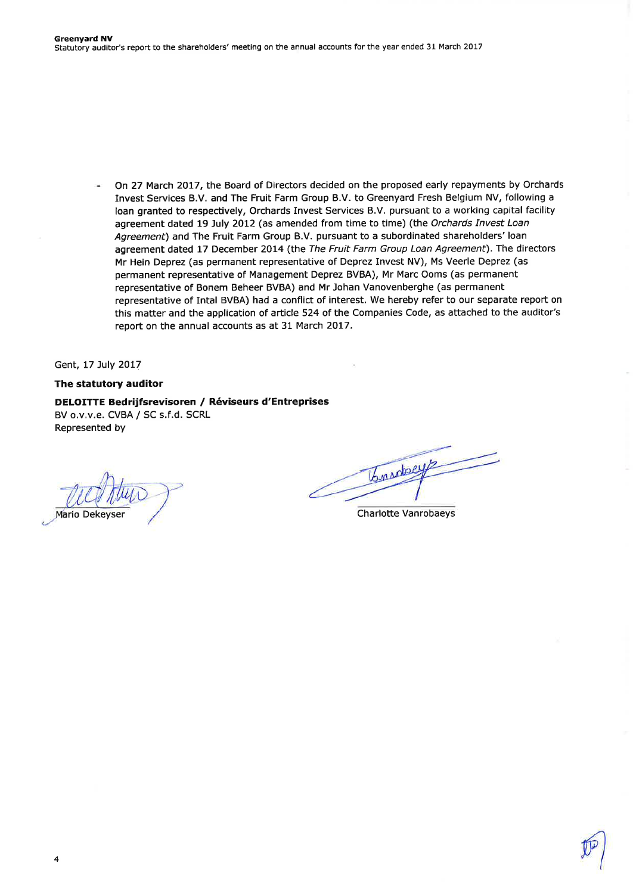- On 27 March 2017, the Board of Directors decided on the proposed early repayments by Orchards Invest Services B.V. and The Fruit Farm Group B.V. to Greenyard Fresh Belgium NV, following a loan granted to respectively, Orchards Invest Services B.V. pursuant to a working capital facility agreement dated 19 July 2012 (as amended from time to time) (the *Orchards Invest Loan Agreement*) and The Fruit Farm Group B.V. pursuant to a subordinated shareholders' loan agreement dated 17 December 2014 (the *The Fruit Farm Group Loan Agreement*). The directors Mr Hein Deprez (as permanent representative of Deprez Invest NV), Ms Veerle Deprez (as permanent representative of Management Deprez BVBA), Mr Marc Ooms (as permanent representative of Bonem Beheer BVBA) and Mr Johan Vanovenberghe (as permanent representative of Intal BVBA) had a conflict of interest. We hereby refer to our separate report on this matter and the application of article 524 of the Companies Code, as attached to the auditor's report on the annual accounts as at 31 March 2017.

Gent, 17 July 2017

**The statutory auditor**

**DELOITTE Bedrijfsrevisoren / Réviseurs d'Entreprises**
BV o.v.v.e. CVBA / SC s.f.d. SCRL
Represented by

Mario Dekeyser

Charlotte Vanrobaeys